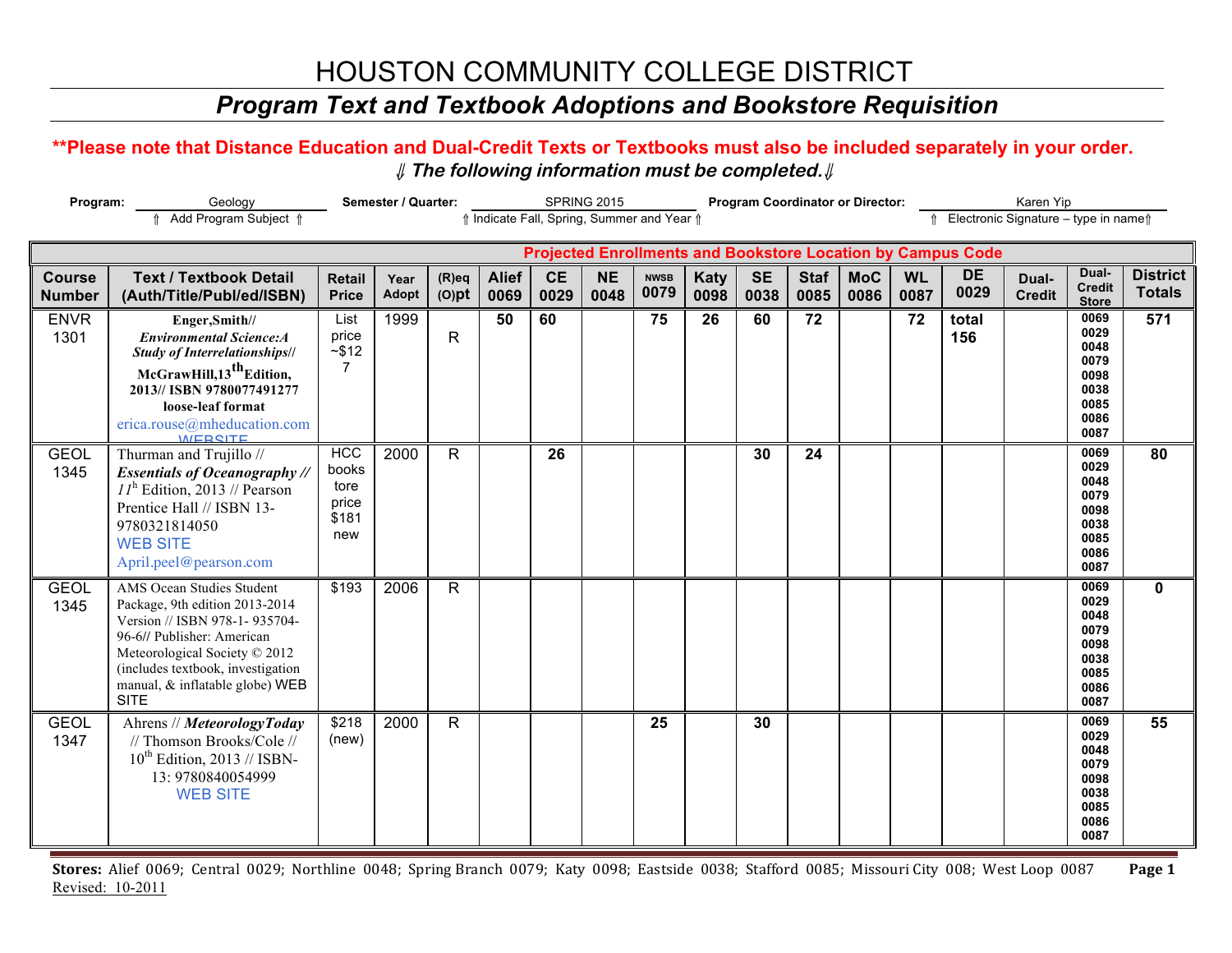# HOUSTON COMMUNITY COLLEGE DISTRICT

## *Program Text and Textbook Adoptions and Bookstore Requisition*

**\*\*Please note that Distance Education and Dual-Credit Texts or Textbooks must also be included separately in your order.**

***⇓ The following information must be completed.⇓***

**Program:** Geology (⇑ Add Program Subject ⇑) **Semester / Quarter:** SPRING 2015 (⇑ Indicate Fall, Spring, Summer and Year ⇑) **Program Coordinator or Director:** Karen Yip (⇑ Electronic Signature – type in name⇑)

| | | | | | Projected Enrollments and Bookstore Location by Campus Code | | | | | | | | | | | | |
|---|---|---|---|---|---|---|---|---|---|---|---|---|---|---|---|---|---|
| **Course Number** | **Text / Textbook Detail (Auth/Title/Publ/ed/ISBN)** | **Retail Price** | **Year Adopt** | **(R)eq (O)pt** | **Alief 0069** | **CE 0029** | **NE 0048** | **NWSB 0079** | **Katy 0098** | **SE 0038** | **Staf 0085** | **MoC 0086** | **WL 0087** | **DE 0029** | **Dual-Credit** | **Dual-Credit Store** | **District Totals** |
| ENVR 1301 | **Enger,Smith// *Environmental Science:A Study of Interrelationships*// McGrawHill,13th Edition, 2013// ISBN 9780077491277 loose-leaf format** erica.rouse@mheducation.com WEBSITE | List price ~$127 | 1999 | R | **50** | **60** | | **75** | **26** | **60** | **72** | | **72** | **total 156** | | 0069 0029 0048 0079 0098 0038 0085 0086 0087 | **571** |
| GEOL 1345 | Thurman and Trujillo // ***Essentials of Oceanography //*** *11th* Edition, 2013 // Pearson Prentice Hall // ISBN 13-9780321814050 WEB SITE April.peel@pearson.com | HCC bookstore price $181 new | 2000 | R | | **26** | | | | **30** | **24** | | | | | 0069 0029 0048 0079 0098 0038 0085 0086 0087 | **80** |
| GEOL 1345 | AMS Ocean Studies Student Package, 9th edition 2013-2014 Version // ISBN 978-1- 935704-96-6// Publisher: American Meteorological Society © 2012 (includes textbook, investigation manual, & inflatable globe) WEB SITE | $193 | 2006 | R | | | | | | | | | | | | 0069 0029 0048 0079 0098 0038 0085 0086 0087 | **0** |
| GEOL 1347 | Ahrens // ***MeteorologyToday*** // Thomson Brooks/Cole // 10th Edition, 2013 // ISBN-13: 9780840054999 WEB SITE | $218 (new) | 2000 | R | | | | **25** | | **30** | | | | | | 0069 0029 0048 0079 0098 0038 0085 0086 0087 | **55** |

**Stores:** Alief 0069; Central 0029; Northline 0048; Spring Branch 0079; Katy 0098; Eastside 0038; Stafford 0085; Missouri City 008; West Loop 0087

Revised: 10-2011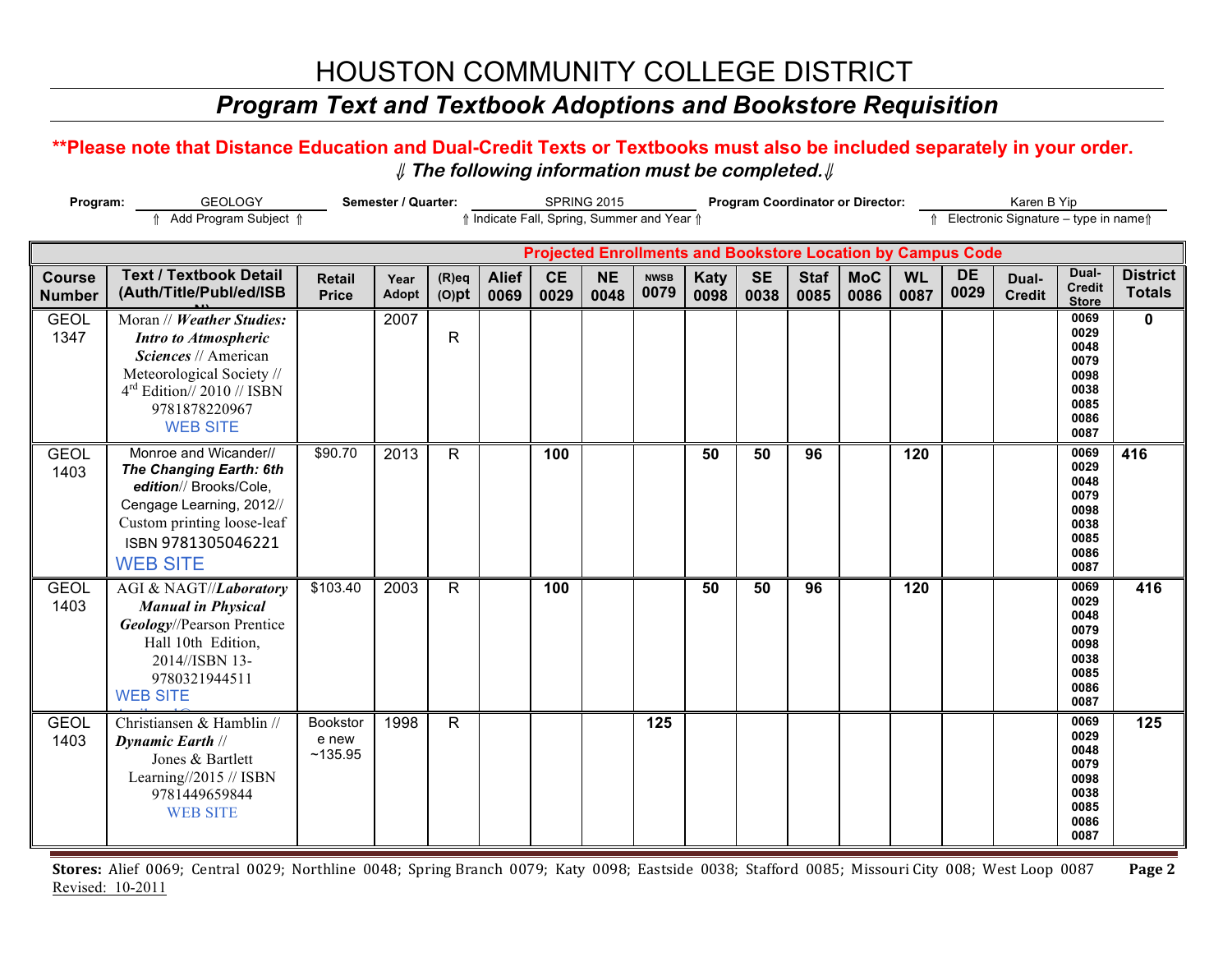# HOUSTON COMMUNITY COLLEGE DISTRICT

## *Program Text and Textbook Adoptions and Bookstore Requisition*

**\*\*Please note that Distance Education and Dual-Credit Texts or Textbooks must also be included separately in your order.**

***⇓ The following information must be completed.⇓***

**Program:** GEOLOGY (⇑ Add Program Subject ⇑) **Semester / Quarter:** SPRING 2015 (⇑ Indicate Fall, Spring, Summer and Year ⇑) **Program Coordinator or Director:** Karen B Yip (⇑ Electronic Signature – type in name⇑)

| | | | | | Projected Enrollments and Bookstore Location by Campus Code | | | | | | | | | | | | |
|---|---|---|---|---|---|---|---|---|---|---|---|---|---|---|---|---|---|
| **Course Number** | **Text / Textbook Detail (Auth/Title/Publ/ed/ISBN)** | **Retail Price** | **Year Adopt** | **(R)eq (O)pt** | **Alief 0069** | **CE 0029** | **NE 0048** | **NWSB 0079** | **Katy 0098** | **SE 0038** | **Staf 0085** | **MoC 0086** | **WL 0087** | **DE 0029** | **Dual-Credit** | **Dual-Credit Store** | **District Totals** |
| GEOL 1347 | Moran // ***Weather Studies: Intro to Atmospheric Sciences*** // American Meteorological Society // 4th Edition// 2010 // ISBN 9781878220967 WEB SITE | | 2007 | R | | | | | | | | | | | | 0069 0029 0048 0079 0098 0038 0085 0086 0087 | **0** |
| GEOL 1403 | Monroe and Wicander// ***The Changing Earth: 6th edition***// Brooks/Cole, Cengage Learning, 2012// Custom printing loose-leaf ISBN 9781305046221 WEB SITE | $90.70 | 2013 | R | | **100** | | | **50** | **50** | **96** | | **120** | | | 0069 0029 0048 0079 0098 0038 0085 0086 0087 | **416** |
| GEOL 1403 | AGI & NAGT//***Laboratory Manual in Physical Geology***//Pearson Prentice Hall 10th Edition, 2014//ISBN 13-9780321944511 WEB SITE | $103.40 | 2003 | R | | **100** | | | **50** | **50** | **96** | | **120** | | | 0069 0029 0048 0079 0098 0038 0085 0086 0087 | **416** |
| GEOL 1403 | Christiansen & Hamblin // ***Dynamic Earth*** // Jones & Bartlett Learning//2015 // ISBN 9781449659844 WEB SITE | Bookstore new ~135.95 | 1998 | R | | | | **125** | | | | | | | | 0069 0029 0048 0079 0098 0038 0085 0086 0087 | **125** |

**Stores:** Alief 0069; Central 0029; Northline 0048; Spring Branch 0079; Katy 0098; Eastside 0038; Stafford 0085; Missouri City 008; West Loop 0087

Revised: 10-2011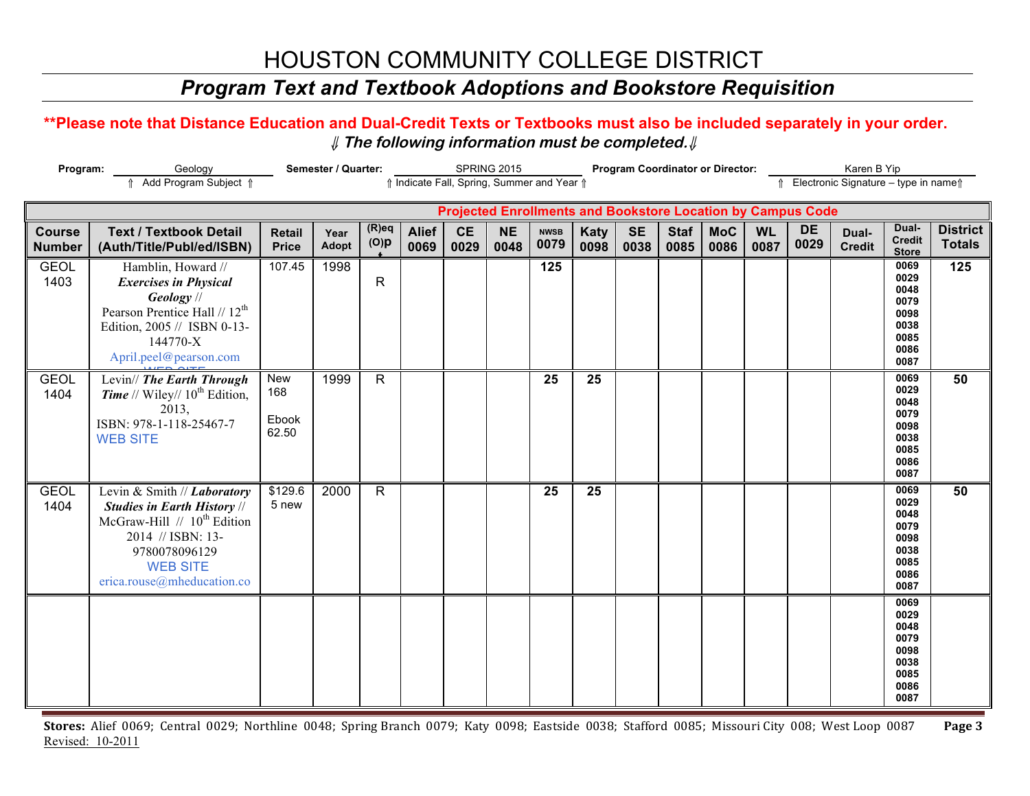# HOUSTON COMMUNITY COLLEGE DISTRICT

## *Program Text and Textbook Adoptions and Bookstore Requisition*

**\*\*Please note that Distance Education and Dual-Credit Texts or Textbooks must also be included separately in your order.**

⇓ ***The following information must be completed.*** ⇓

**Program:** Geology — ⇑ Add Program Subject ⇑
**Semester / Quarter:** SPRING 2015 — ⇑ Indicate Fall, Spring, Summer and Year ⇑
**Program Coordinator or Director:** Karen B Yip — ⇑ Electronic Signature – type in name⇑

| | | | | | Projected Enrollments and Bookstore Location by Campus Code | | | | | | | | | | | | |
|---|---|---|---|---|---|---|---|---|---|---|---|---|---|---|---|---|---|
| **Course Number** | **Text / Textbook Detail (Auth/Title/Publ/ed/ISBN)** | **Retail Price** | **Year Adopt** | **(R)eq (O)pt** | **Alief 0069** | **CE 0029** | **NE 0048** | **NWSB 0079** | **Katy 0098** | **SE 0038** | **Staf 0085** | **MoC 0086** | **WL 0087** | **DE 0029** | **Dual-Credit** | **Dual-Credit Store** | **District Totals** |
| GEOL 1403 | Hamblin, Howard // ***Exercises in Physical Geology*** // Pearson Prentice Hall // 12th Edition, 2005 // ISBN 0-13-144770-X April.peel@pearson.com WEB SITE | 107.45 | 1998 | R | | | | **125** | | | | | | | | 0069 0029 0048 0079 0098 0038 0085 0086 0087 | **125** |
| GEOL 1404 | Levin// ***The Earth Through Time*** // Wiley// 10th Edition, 2013, ISBN: 978-1-118-25467-7 WEB SITE | New 168 Ebook 62.50 | 1999 | R | | | | **25** | **25** | | | | | | | 0069 0029 0048 0079 0098 0038 0085 0086 0087 | **50** |
| GEOL 1404 | Levin & Smith // ***Laboratory Studies in Earth History*** // McGraw-Hill // 10th Edition 2014 // ISBN: 13-9780078096129 WEB SITE erica.rouse@mheducation.co | $129.65 new | 2000 | R | | | | **25** | **25** | | | | | | | 0069 0029 0048 0079 0098 0038 0085 0086 0087 | **50** |
| | | | | | | | | | | | | | | | | 0069 0029 0048 0079 0098 0038 0085 0086 0087 | |

**Stores:** Alief 0069; Central 0029; Northline 0048; Spring Branch 0079; Katy 0098; Eastside 0038; Stafford 0085; Missouri City 008; West Loop 0087

Revised: 10-2011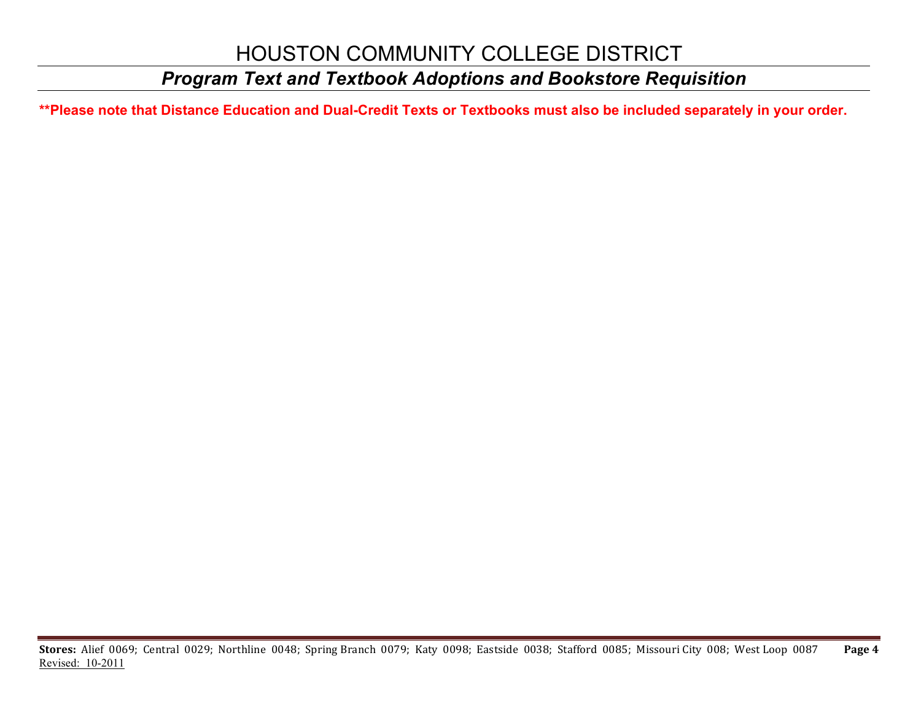# HOUSTON COMMUNITY COLLEGE DISTRICT

## *Program Text and Textbook Adoptions and Bookstore Requisition*

**\*\*Please note that Distance Education and Dual-Credit Texts or Textbooks must also be included separately in your order.**

**Stores:** Alief 0069; Central 0029; Northline 0048; Spring Branch 0079; Katy 0098; Eastside 0038; Stafford 0085; Missouri City 008; West Loop 0087

Revised: 10-2011